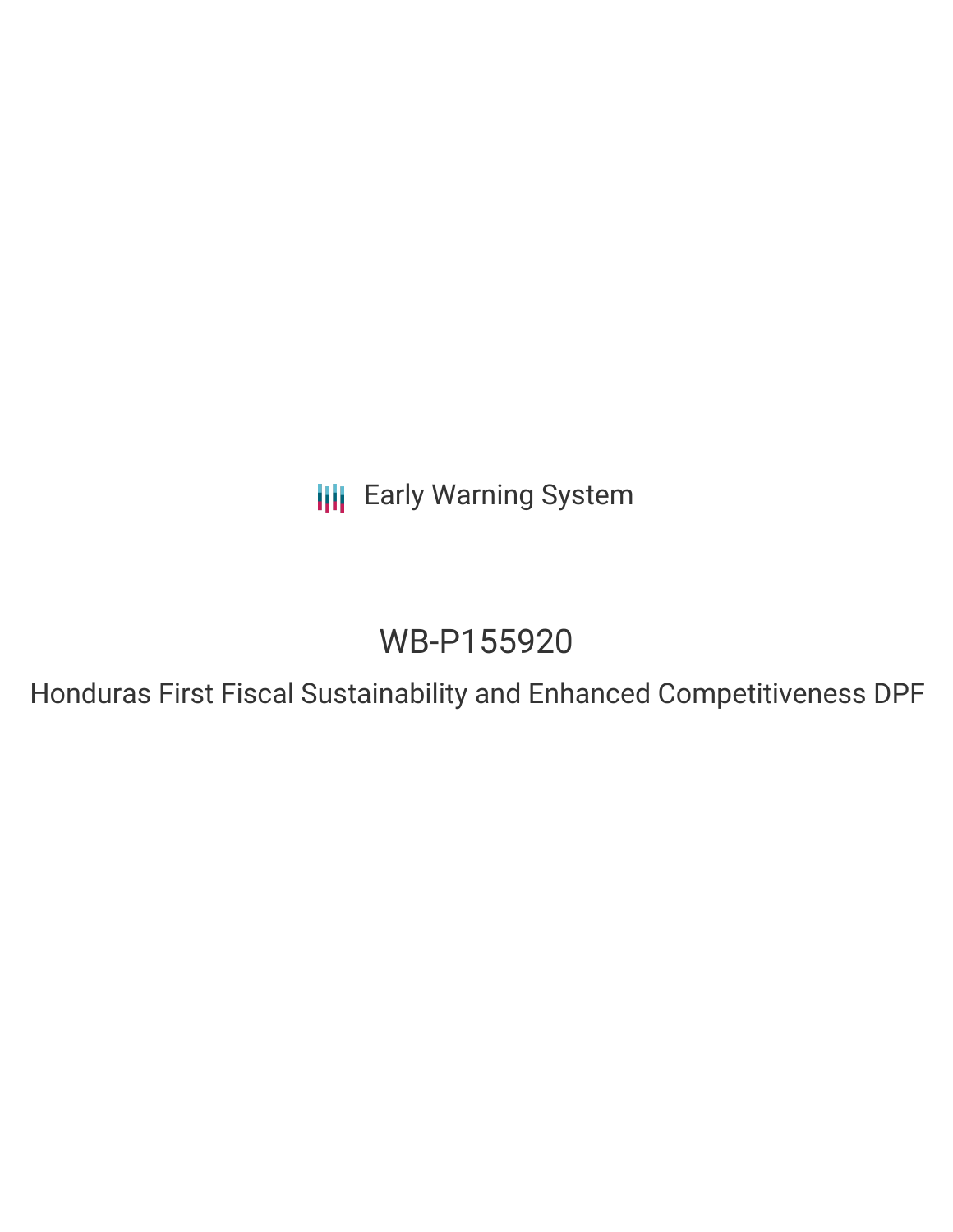Early Warning System

# WB-P155920

## Honduras First Fiscal Sustainability and Enhanced Competitiveness DPF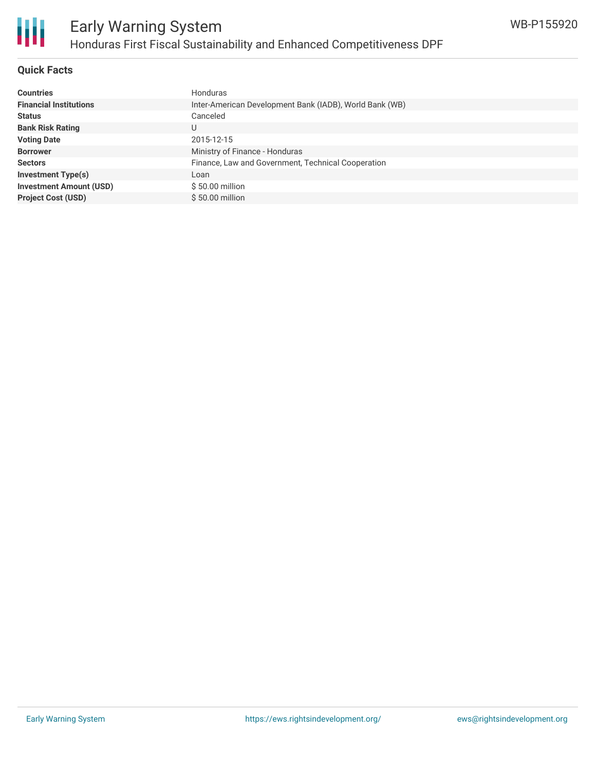# Early Warning System

## Honduras First Fiscal Sustainability and Enhanced Competitiveness DPF

WB-P155920

### Quick Facts

| | |
|---|---|
| **Countries** | Honduras |
| **Financial Institutions** | Inter-American Development Bank (IADB), World Bank (WB) |
| **Status** | Canceled |
| **Bank Risk Rating** | U |
| **Voting Date** | 2015-12-15 |
| **Borrower** | Ministry of Finance - Honduras |
| **Sectors** | Finance, Law and Government, Technical Cooperation |
| **Investment Type(s)** | Loan |
| **Investment Amount (USD)** | $ 50.00 million |
| **Project Cost (USD)** | $ 50.00 million |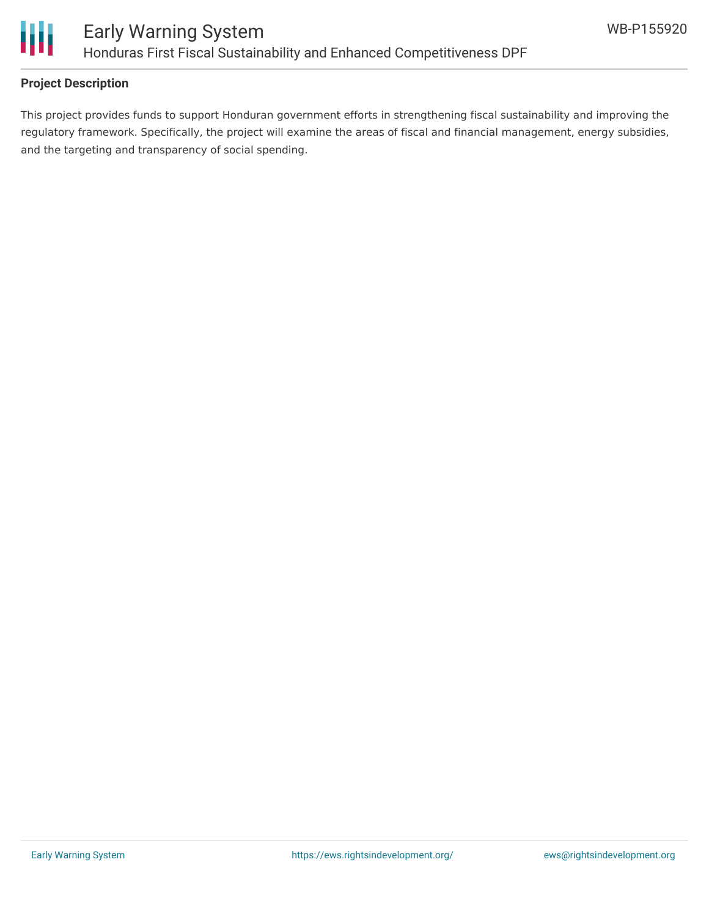## Project Description

This project provides funds to support Honduran government efforts in strengthening fiscal sustainability and improving the regulatory framework. Specifically, the project will examine the areas of fiscal and financial management, energy subsidies, and the targeting and transparency of social spending.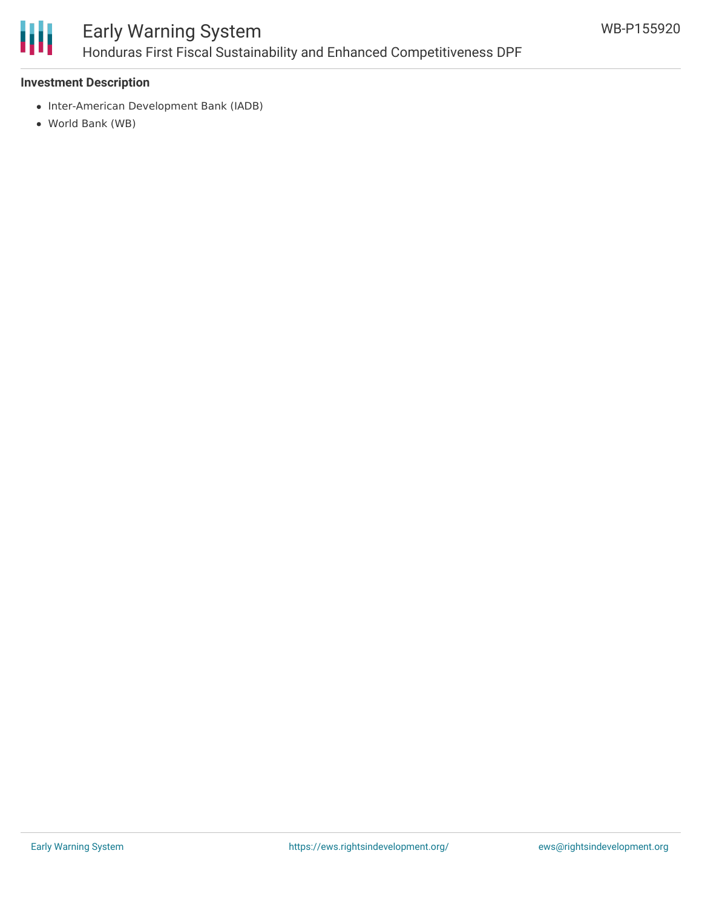### Investment Description

- Inter-American Development Bank (IADB)
- World Bank (WB)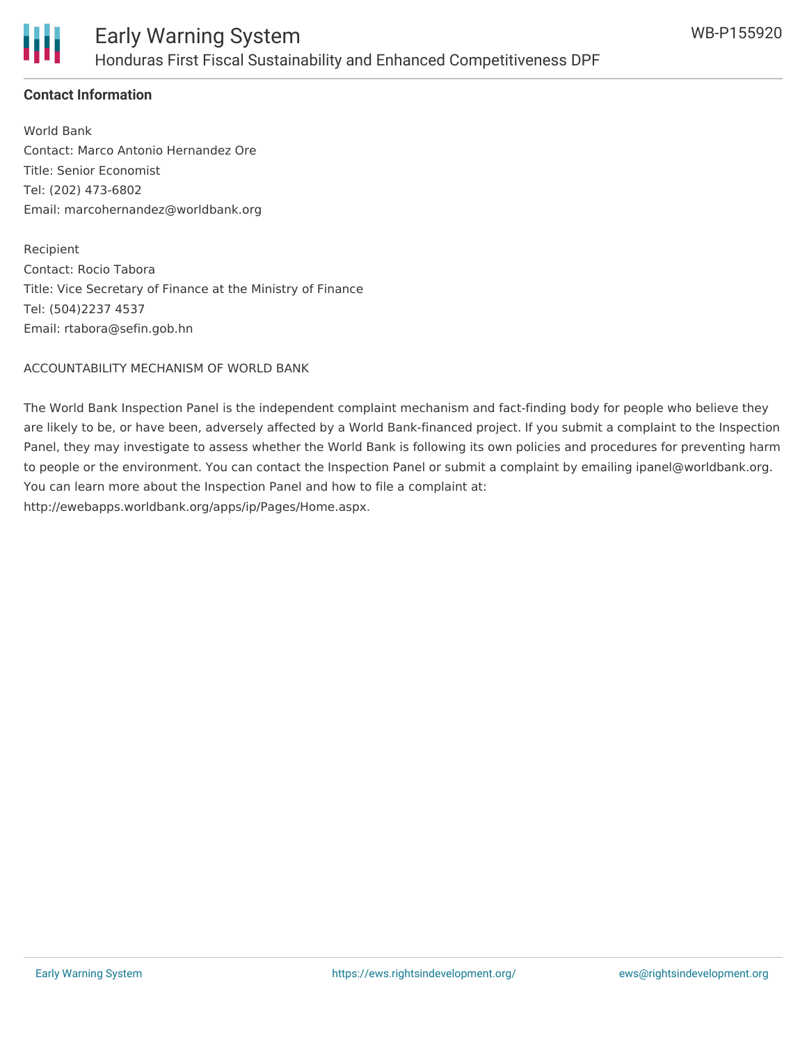**Contact Information**

World Bank
Contact: Marco Antonio Hernandez Ore
Title: Senior Economist
Tel: (202) 473-6802
Email: marcohernandez@worldbank.org

Recipient
Contact: Rocio Tabora
Title: Vice Secretary of Finance at the Ministry of Finance
Tel: (504)2237 4537
Email: rtabora@sefin.gob.hn

ACCOUNTABILITY MECHANISM OF WORLD BANK

The World Bank Inspection Panel is the independent complaint mechanism and fact-finding body for people who believe they are likely to be, or have been, adversely affected by a World Bank-financed project. If you submit a complaint to the Inspection Panel, they may investigate to assess whether the World Bank is following its own policies and procedures for preventing harm to people or the environment. You can contact the Inspection Panel or submit a complaint by emailing ipanel@worldbank.org. You can learn more about the Inspection Panel and how to file a complaint at: http://ewebapps.worldbank.org/apps/ip/Pages/Home.aspx.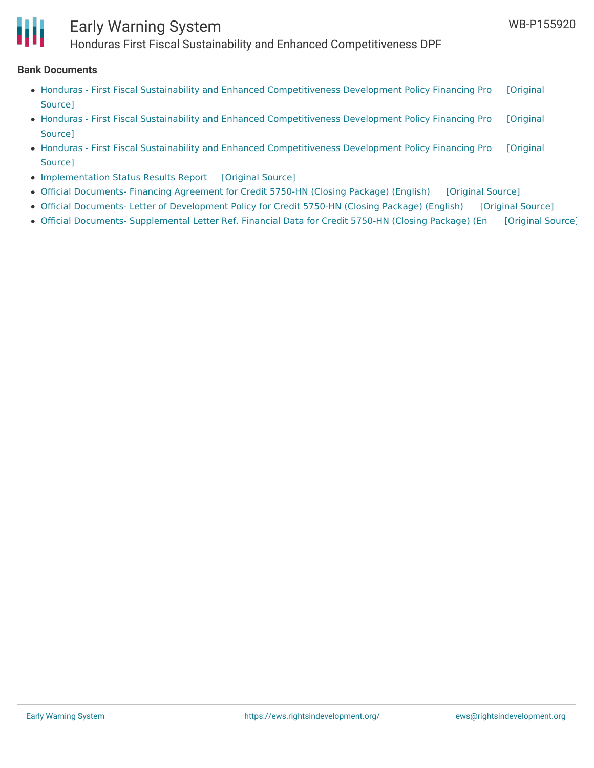**Bank Documents**

- Honduras - First Fiscal Sustainability and Enhanced Competitiveness Development Policy Financing Pro [Original Source]
- Honduras - First Fiscal Sustainability and Enhanced Competitiveness Development Policy Financing Pro [Original Source]
- Honduras - First Fiscal Sustainability and Enhanced Competitiveness Development Policy Financing Pro [Original Source]
- Implementation Status Results Report [Original Source]
- Official Documents- Financing Agreement for Credit 5750-HN (Closing Package) (English) [Original Source]
- Official Documents- Letter of Development Policy for Credit 5750-HN (Closing Package) (English) [Original Source]
- Official Documents- Supplemental Letter Ref. Financial Data for Credit 5750-HN (Closing Package) (En [Original Source]